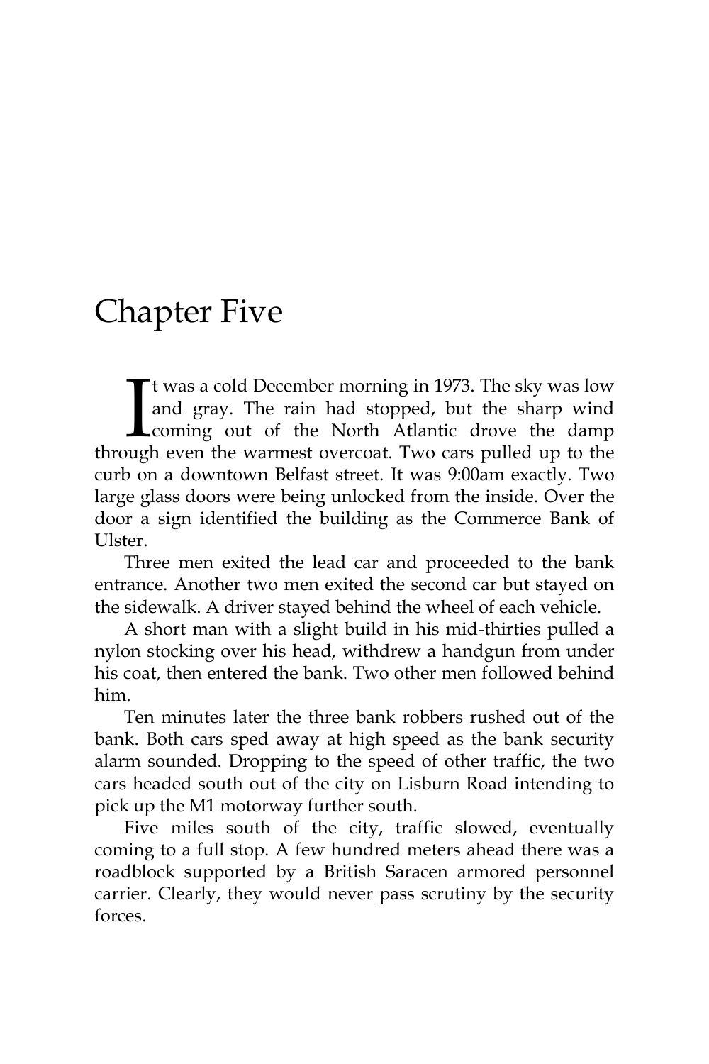# Chapter Five

It was a cold December morning in 1973. The sky was low and gray. The rain had stopped, but the sharp wind coming out of the North Atlantic drove the damp through even the warmest overcoat. Two cars pulled up to the curb on a downtown Belfast street. It was 9:00am exactly. Two large glass doors were being unlocked from the inside. Over the door a sign identified the building as the Commerce Bank of Ulster.

Three men exited the lead car and proceeded to the bank entrance. Another two men exited the second car but stayed on the sidewalk. A driver stayed behind the wheel of each vehicle.

A short man with a slight build in his mid-thirties pulled a nylon stocking over his head, withdrew a handgun from under his coat, then entered the bank. Two other men followed behind him.

Ten minutes later the three bank robbers rushed out of the bank. Both cars sped away at high speed as the bank security alarm sounded. Dropping to the speed of other traffic, the two cars headed south out of the city on Lisburn Road intending to pick up the M1 motorway further south.

Five miles south of the city, traffic slowed, eventually coming to a full stop. A few hundred meters ahead there was a roadblock supported by a British Saracen armored personnel carrier. Clearly, they would never pass scrutiny by the security forces.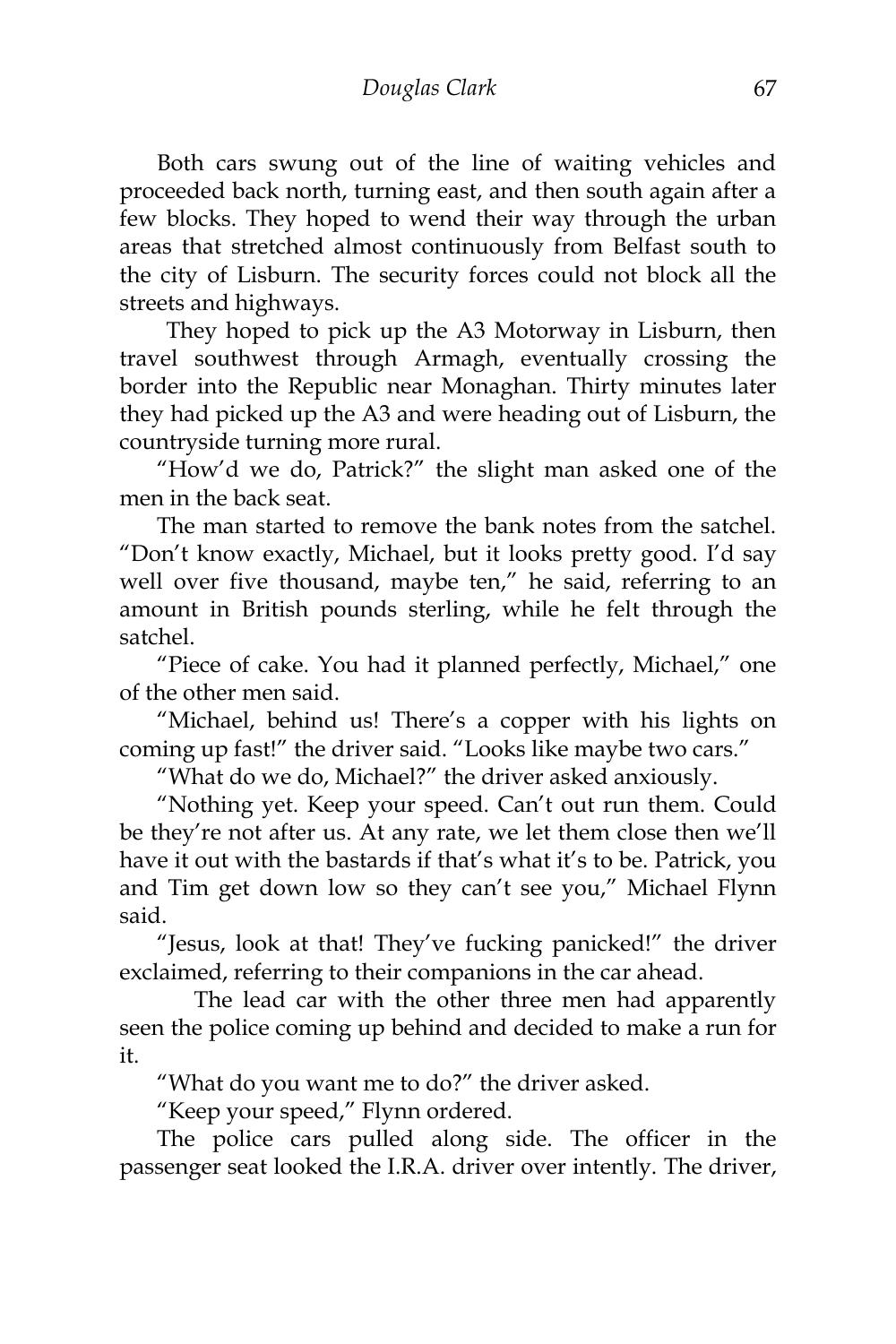Both cars swung out of the line of waiting vehicles and proceeded back north, turning east, and then south again after a few blocks. They hoped to wend their way through the urban areas that stretched almost continuously from Belfast south to the city of Lisburn. The security forces could not block all the streets and highways.

They hoped to pick up the A3 Motorway in Lisburn, then travel southwest through Armagh, eventually crossing the border into the Republic near Monaghan. Thirty minutes later they had picked up the A3 and were heading out of Lisburn, the countryside turning more rural.

"How'd we do, Patrick?" the slight man asked one of the men in the back seat.

The man started to remove the bank notes from the satchel. "Don't know exactly, Michael, but it looks pretty good. I'd say well over five thousand, maybe ten," he said, referring to an amount in British pounds sterling, while he felt through the satchel.

"Piece of cake. You had it planned perfectly, Michael," one of the other men said.

"Michael, behind us! There's a copper with his lights on coming up fast!" the driver said. "Looks like maybe two cars."

"What do we do, Michael?" the driver asked anxiously.

"Nothing yet. Keep your speed. Can't out run them. Could be they're not after us. At any rate, we let them close then we'll have it out with the bastards if that's what it's to be. Patrick, you and Tim get down low so they can't see you," Michael Flynn said.

"Jesus, look at that! They've fucking panicked!" the driver exclaimed, referring to their companions in the car ahead.

The lead car with the other three men had apparently seen the police coming up behind and decided to make a run for it.

"What do you want me to do?" the driver asked.

"Keep your speed," Flynn ordered.

The police cars pulled along side. The officer in the passenger seat looked the I.R.A. driver over intently. The driver,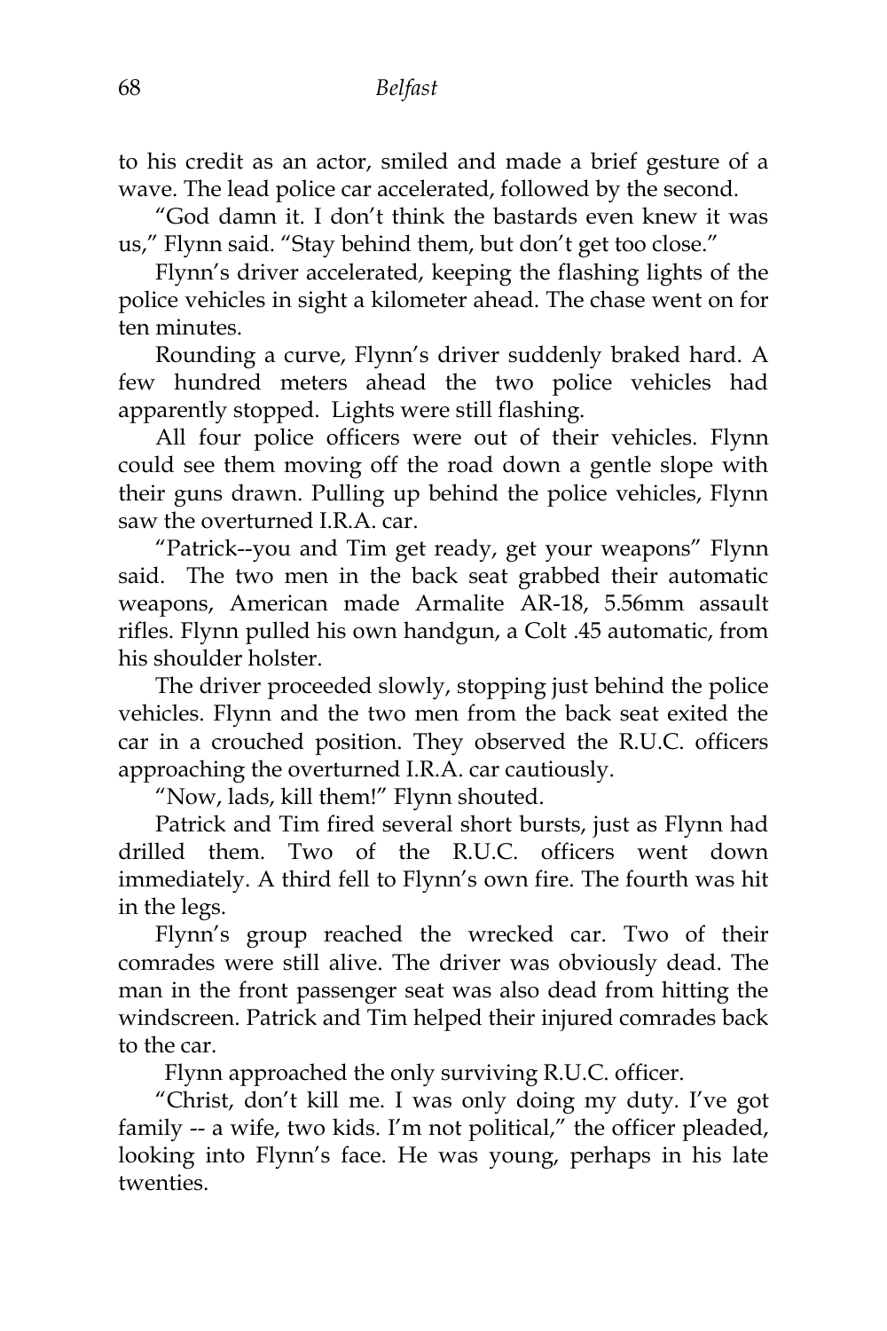to his credit as an actor, smiled and made a brief gesture of a wave. The lead police car accelerated, followed by the second.

"God damn it. I don't think the bastards even knew it was us," Flynn said. "Stay behind them, but don't get too close."

Flynn's driver accelerated, keeping the flashing lights of the police vehicles in sight a kilometer ahead. The chase went on for ten minutes.

Rounding a curve, Flynn's driver suddenly braked hard. A few hundred meters ahead the two police vehicles had apparently stopped. Lights were still flashing.

All four police officers were out of their vehicles. Flynn could see them moving off the road down a gentle slope with their guns drawn. Pulling up behind the police vehicles, Flynn saw the overturned I.R.A. car.

"Patrick--you and Tim get ready, get your weapons" Flynn said. The two men in the back seat grabbed their automatic weapons, American made Armalite AR-18, 5.56mm assault rifles. Flynn pulled his own handgun, a Colt .45 automatic, from his shoulder holster.

The driver proceeded slowly, stopping just behind the police vehicles. Flynn and the two men from the back seat exited the car in a crouched position. They observed the R.U.C. officers approaching the overturned I.R.A. car cautiously.

"Now, lads, kill them!" Flynn shouted.

Patrick and Tim fired several short bursts, just as Flynn had drilled them. Two of the R.U.C. officers went down immediately. A third fell to Flynn's own fire. The fourth was hit in the legs.

Flynn's group reached the wrecked car. Two of their comrades were still alive. The driver was obviously dead. The man in the front passenger seat was also dead from hitting the windscreen. Patrick and Tim helped their injured comrades back to the car.

Flynn approached the only surviving R.U.C. officer.

"Christ, don't kill me. I was only doing my duty. I've got family -- a wife, two kids. I'm not political," the officer pleaded, looking into Flynn's face. He was young, perhaps in his late twenties.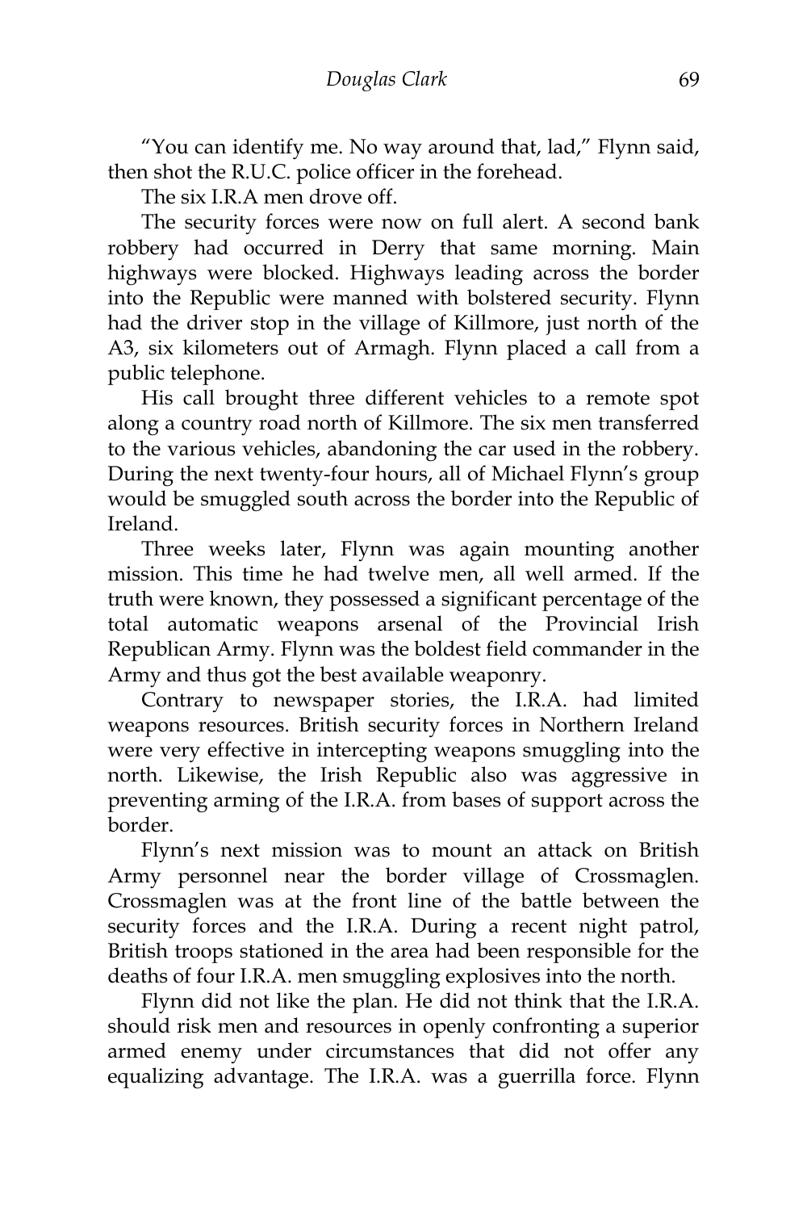"You can identify me. No way around that, lad," Flynn said, then shot the R.U.C. police officer in the forehead.

The six I.R.A men drove off.

The security forces were now on full alert. A second bank robbery had occurred in Derry that same morning. Main highways were blocked. Highways leading across the border into the Republic were manned with bolstered security. Flynn had the driver stop in the village of Killmore, just north of the A3, six kilometers out of Armagh. Flynn placed a call from a public telephone.

His call brought three different vehicles to a remote spot along a country road north of Killmore. The six men transferred to the various vehicles, abandoning the car used in the robbery. During the next twenty-four hours, all of Michael Flynn's group would be smuggled south across the border into the Republic of Ireland.

Three weeks later, Flynn was again mounting another mission. This time he had twelve men, all well armed. If the truth were known, they possessed a significant percentage of the total automatic weapons arsenal of the Provincial Irish Republican Army. Flynn was the boldest field commander in the Army and thus got the best available weaponry.

Contrary to newspaper stories, the I.R.A. had limited weapons resources. British security forces in Northern Ireland were very effective in intercepting weapons smuggling into the north. Likewise, the Irish Republic also was aggressive in preventing arming of the I.R.A. from bases of support across the border.

Flynn's next mission was to mount an attack on British Army personnel near the border village of Crossmaglen. Crossmaglen was at the front line of the battle between the security forces and the I.R.A. During a recent night patrol, British troops stationed in the area had been responsible for the deaths of four I.R.A. men smuggling explosives into the north.

Flynn did not like the plan. He did not think that the I.R.A. should risk men and resources in openly confronting a superior armed enemy under circumstances that did not offer any equalizing advantage. The I.R.A. was a guerrilla force. Flynn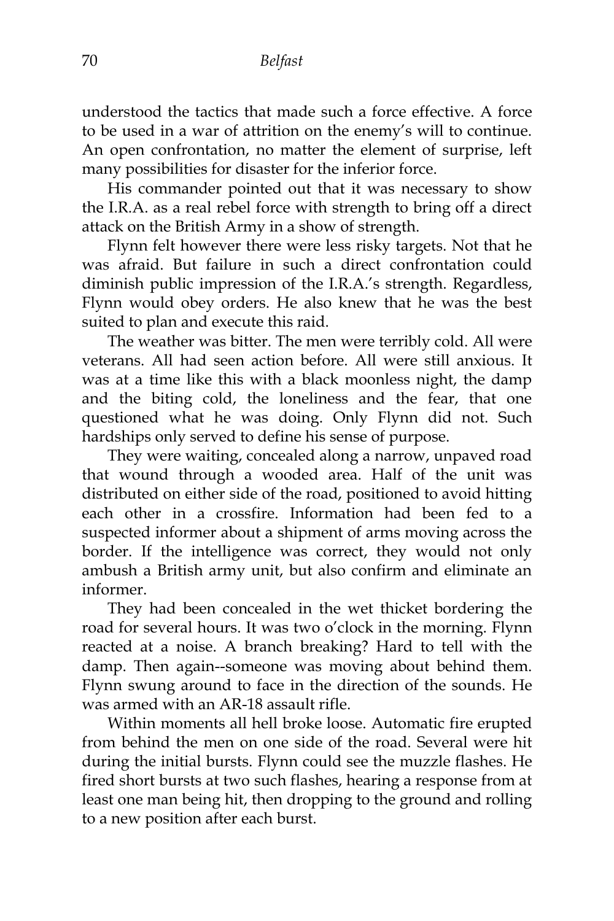understood the tactics that made such a force effective. A force to be used in a war of attrition on the enemy's will to continue. An open confrontation, no matter the element of surprise, left many possibilities for disaster for the inferior force.

His commander pointed out that it was necessary to show the I.R.A. as a real rebel force with strength to bring off a direct attack on the British Army in a show of strength.

Flynn felt however there were less risky targets. Not that he was afraid. But failure in such a direct confrontation could diminish public impression of the I.R.A.'s strength. Regardless, Flynn would obey orders. He also knew that he was the best suited to plan and execute this raid.

The weather was bitter. The men were terribly cold. All were veterans. All had seen action before. All were still anxious. It was at a time like this with a black moonless night, the damp and the biting cold, the loneliness and the fear, that one questioned what he was doing. Only Flynn did not. Such hardships only served to define his sense of purpose.

They were waiting, concealed along a narrow, unpaved road that wound through a wooded area. Half of the unit was distributed on either side of the road, positioned to avoid hitting each other in a crossfire. Information had been fed to a suspected informer about a shipment of arms moving across the border. If the intelligence was correct, they would not only ambush a British army unit, but also confirm and eliminate an informer.

They had been concealed in the wet thicket bordering the road for several hours. It was two o'clock in the morning. Flynn reacted at a noise. A branch breaking? Hard to tell with the damp. Then again--someone was moving about behind them. Flynn swung around to face in the direction of the sounds. He was armed with an AR-18 assault rifle.

Within moments all hell broke loose. Automatic fire erupted from behind the men on one side of the road. Several were hit during the initial bursts. Flynn could see the muzzle flashes. He fired short bursts at two such flashes, hearing a response from at least one man being hit, then dropping to the ground and rolling to a new position after each burst.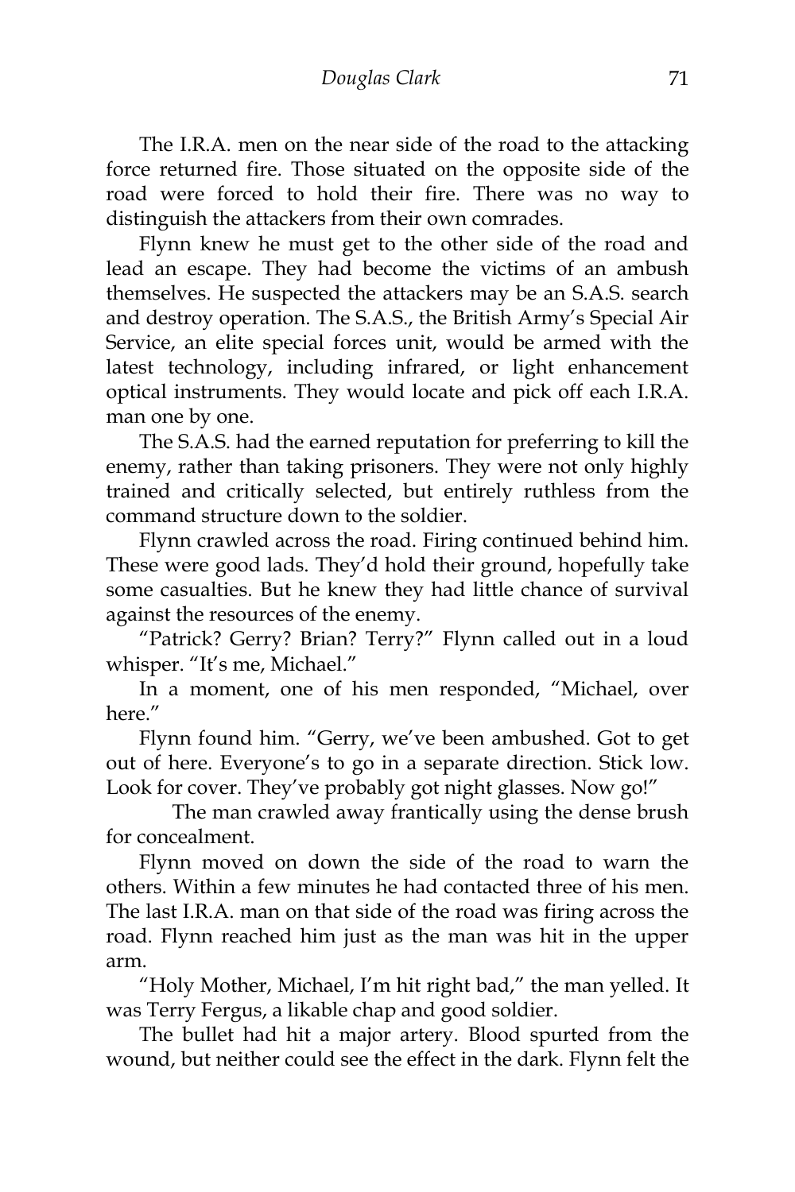The I.R.A. men on the near side of the road to the attacking force returned fire. Those situated on the opposite side of the road were forced to hold their fire. There was no way to distinguish the attackers from their own comrades.

Flynn knew he must get to the other side of the road and lead an escape. They had become the victims of an ambush themselves. He suspected the attackers may be an S.A.S. search and destroy operation. The S.A.S., the British Army's Special Air Service, an elite special forces unit, would be armed with the latest technology, including infrared, or light enhancement optical instruments. They would locate and pick off each I.R.A. man one by one.

The S.A.S. had the earned reputation for preferring to kill the enemy, rather than taking prisoners. They were not only highly trained and critically selected, but entirely ruthless from the command structure down to the soldier.

Flynn crawled across the road. Firing continued behind him. These were good lads. They'd hold their ground, hopefully take some casualties. But he knew they had little chance of survival against the resources of the enemy.

"Patrick? Gerry? Brian? Terry?" Flynn called out in a loud whisper. "It's me, Michael."

In a moment, one of his men responded, "Michael, over here."

Flynn found him. "Gerry, we've been ambushed. Got to get out of here. Everyone's to go in a separate direction. Stick low. Look for cover. They've probably got night glasses. Now go!"

The man crawled away frantically using the dense brush for concealment.

Flynn moved on down the side of the road to warn the others. Within a few minutes he had contacted three of his men. The last I.R.A. man on that side of the road was firing across the road. Flynn reached him just as the man was hit in the upper arm.

"Holy Mother, Michael, I'm hit right bad," the man yelled. It was Terry Fergus, a likable chap and good soldier.

The bullet had hit a major artery. Blood spurted from the wound, but neither could see the effect in the dark. Flynn felt the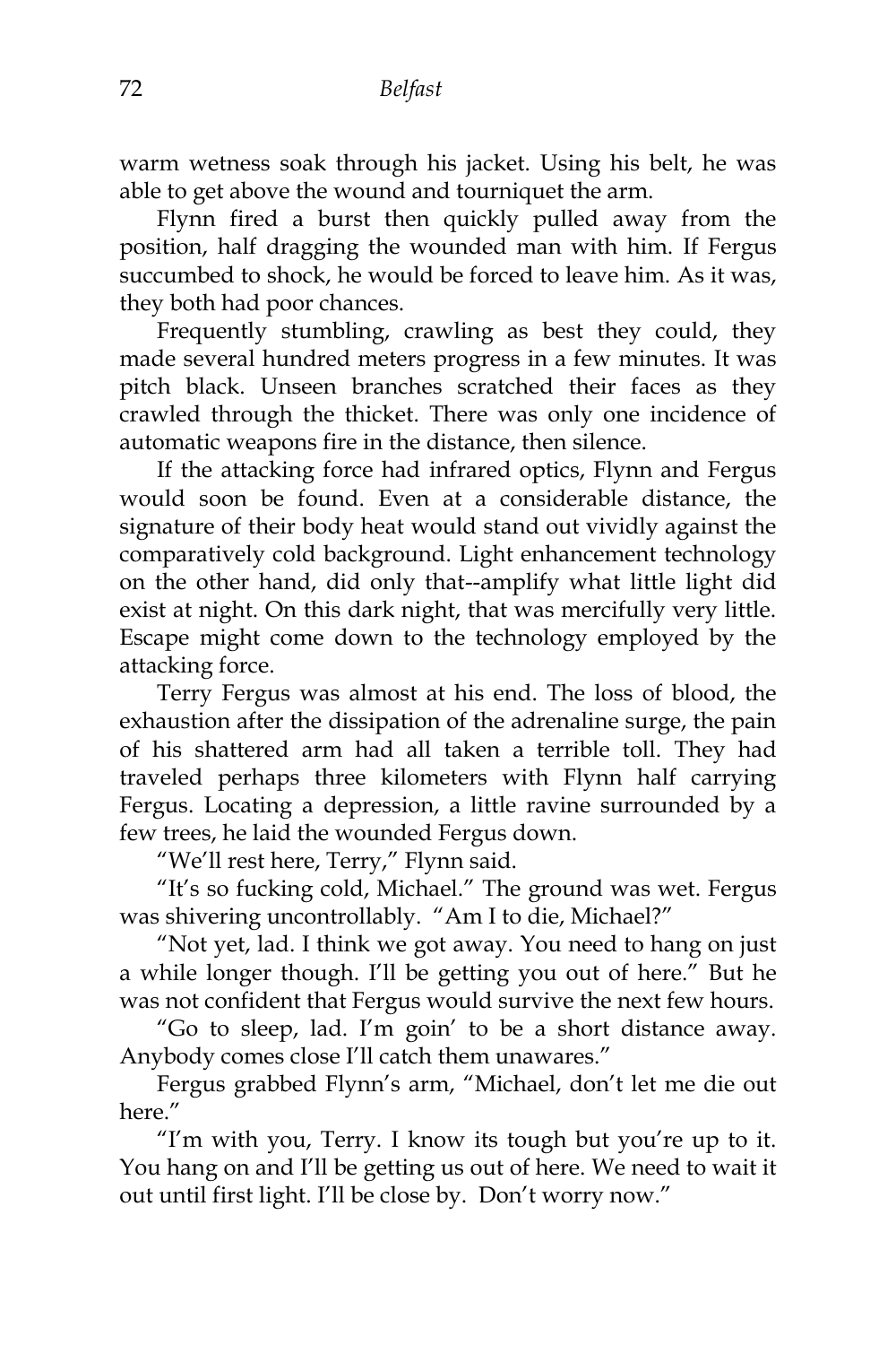warm wetness soak through his jacket. Using his belt, he was able to get above the wound and tourniquet the arm.

Flynn fired a burst then quickly pulled away from the position, half dragging the wounded man with him. If Fergus succumbed to shock, he would be forced to leave him. As it was, they both had poor chances.

Frequently stumbling, crawling as best they could, they made several hundred meters progress in a few minutes. It was pitch black. Unseen branches scratched their faces as they crawled through the thicket. There was only one incidence of automatic weapons fire in the distance, then silence.

If the attacking force had infrared optics, Flynn and Fergus would soon be found. Even at a considerable distance, the signature of their body heat would stand out vividly against the comparatively cold background. Light enhancement technology on the other hand, did only that--amplify what little light did exist at night. On this dark night, that was mercifully very little. Escape might come down to the technology employed by the attacking force.

Terry Fergus was almost at his end. The loss of blood, the exhaustion after the dissipation of the adrenaline surge, the pain of his shattered arm had all taken a terrible toll. They had traveled perhaps three kilometers with Flynn half carrying Fergus. Locating a depression, a little ravine surrounded by a few trees, he laid the wounded Fergus down.

"We'll rest here, Terry," Flynn said.

"It's so fucking cold, Michael." The ground was wet. Fergus was shivering uncontrollably. "Am I to die, Michael?"

"Not yet, lad. I think we got away. You need to hang on just a while longer though. I'll be getting you out of here." But he was not confident that Fergus would survive the next few hours.

"Go to sleep, lad. I'm goin' to be a short distance away. Anybody comes close I'll catch them unawares."

Fergus grabbed Flynn's arm, "Michael, don't let me die out here."

"I'm with you, Terry. I know its tough but you're up to it. You hang on and I'll be getting us out of here. We need to wait it out until first light. I'll be close by. Don't worry now."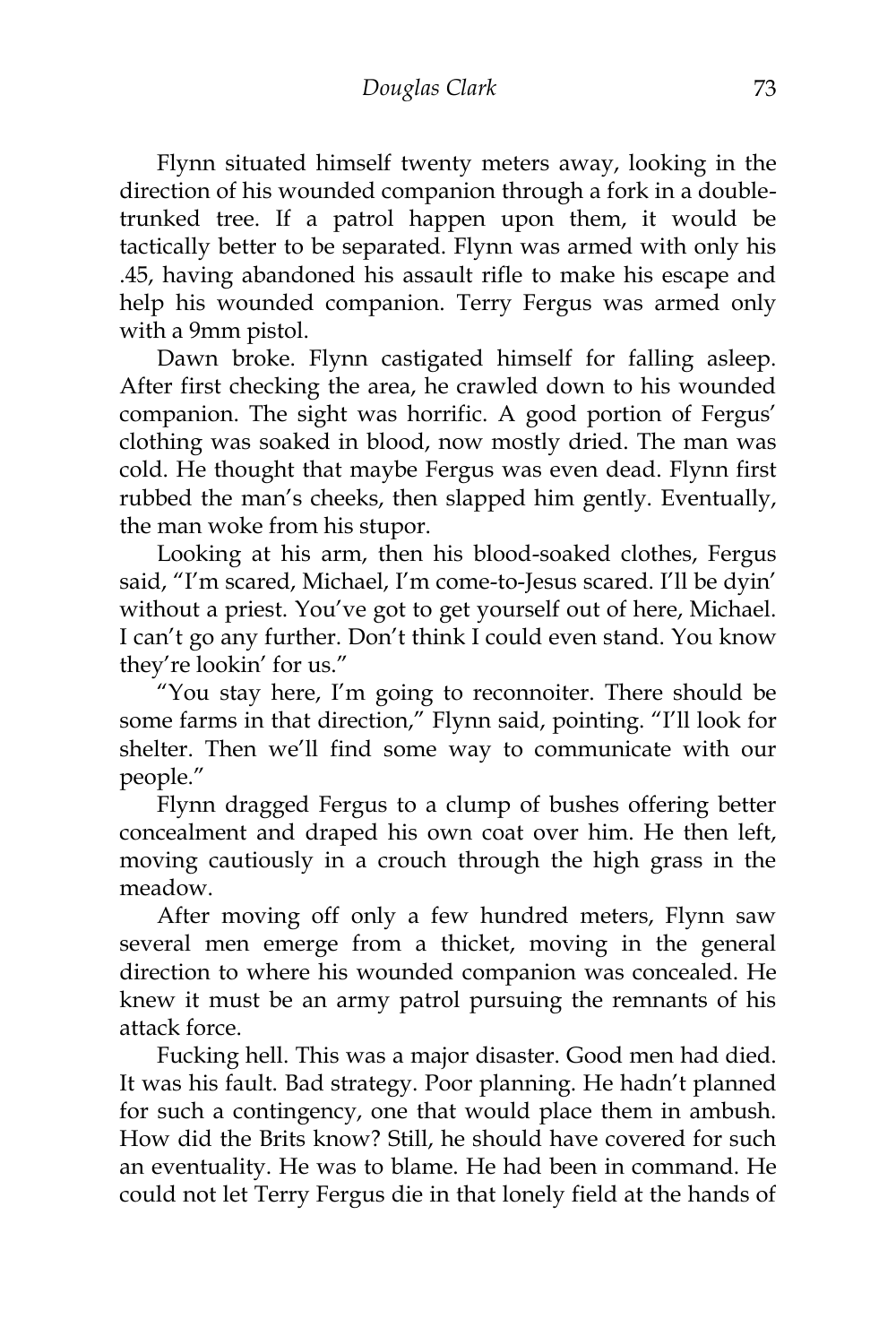Flynn situated himself twenty meters away, looking in the direction of his wounded companion through a fork in a double-trunked tree. If a patrol happen upon them, it would be tactically better to be separated. Flynn was armed with only his .45, having abandoned his assault rifle to make his escape and help his wounded companion. Terry Fergus was armed only with a 9mm pistol.

Dawn broke. Flynn castigated himself for falling asleep. After first checking the area, he crawled down to his wounded companion. The sight was horrific. A good portion of Fergus' clothing was soaked in blood, now mostly dried. The man was cold. He thought that maybe Fergus was even dead. Flynn first rubbed the man's cheeks, then slapped him gently. Eventually, the man woke from his stupor.

Looking at his arm, then his blood-soaked clothes, Fergus said, "I'm scared, Michael, I'm come-to-Jesus scared. I'll be dyin' without a priest. You've got to get yourself out of here, Michael. I can't go any further. Don't think I could even stand. You know they're lookin' for us."

"You stay here, I'm going to reconnoiter. There should be some farms in that direction," Flynn said, pointing. "I'll look for shelter. Then we'll find some way to communicate with our people."

Flynn dragged Fergus to a clump of bushes offering better concealment and draped his own coat over him. He then left, moving cautiously in a crouch through the high grass in the meadow.

After moving off only a few hundred meters, Flynn saw several men emerge from a thicket, moving in the general direction to where his wounded companion was concealed. He knew it must be an army patrol pursuing the remnants of his attack force.

Fucking hell. This was a major disaster. Good men had died. It was his fault. Bad strategy. Poor planning. He hadn't planned for such a contingency, one that would place them in ambush. How did the Brits know? Still, he should have covered for such an eventuality. He was to blame. He had been in command. He could not let Terry Fergus die in that lonely field at the hands of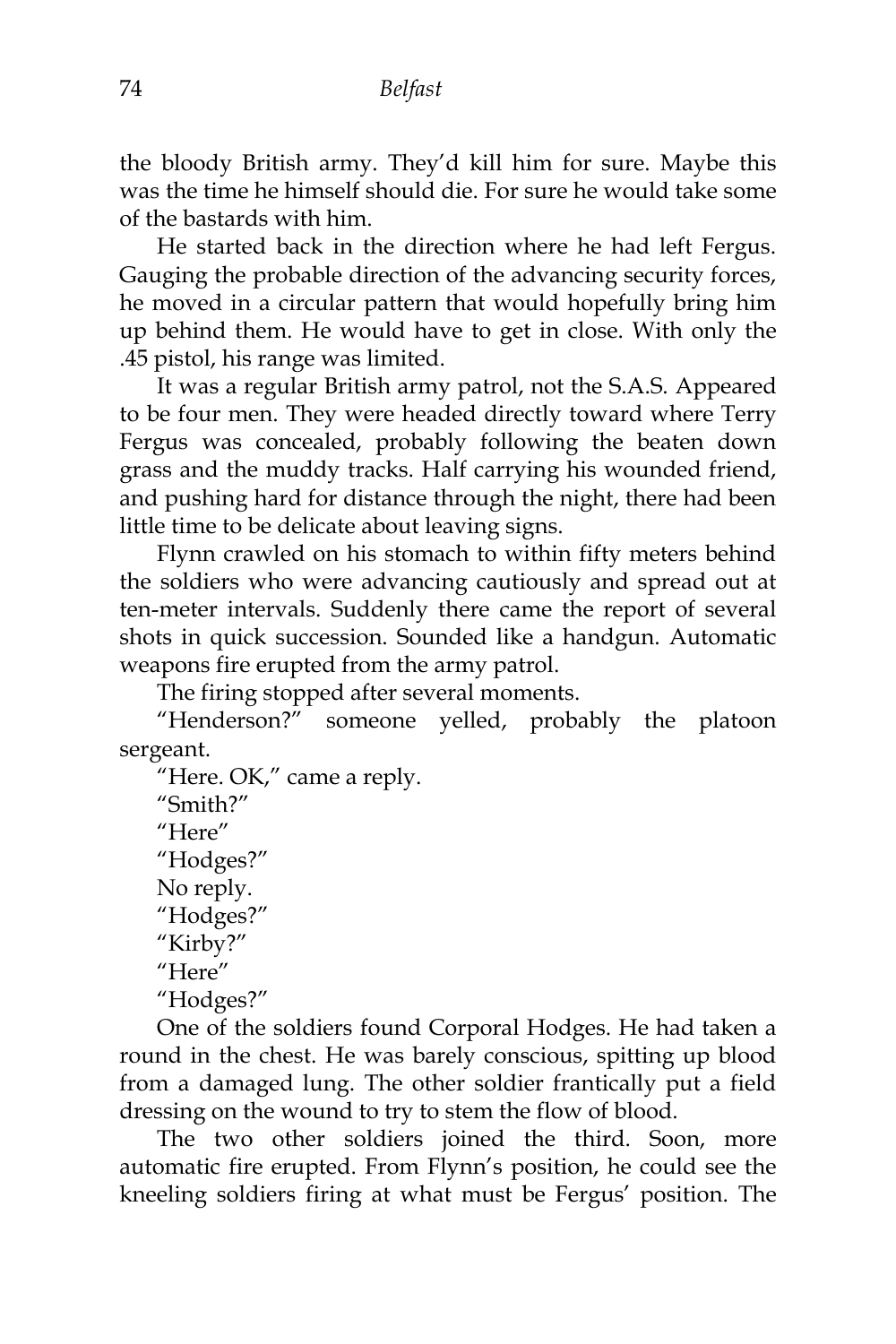the bloody British army. They'd kill him for sure. Maybe this was the time he himself should die. For sure he would take some of the bastards with him.

He started back in the direction where he had left Fergus. Gauging the probable direction of the advancing security forces, he moved in a circular pattern that would hopefully bring him up behind them. He would have to get in close. With only the .45 pistol, his range was limited.

It was a regular British army patrol, not the S.A.S. Appeared to be four men. They were headed directly toward where Terry Fergus was concealed, probably following the beaten down grass and the muddy tracks. Half carrying his wounded friend, and pushing hard for distance through the night, there had been little time to be delicate about leaving signs.

Flynn crawled on his stomach to within fifty meters behind the soldiers who were advancing cautiously and spread out at ten-meter intervals. Suddenly there came the report of several shots in quick succession. Sounded like a handgun. Automatic weapons fire erupted from the army patrol.

The firing stopped after several moments.

"Henderson?" someone yelled, probably the platoon sergeant.

"Here. OK," came a reply.

"Smith?"

"Here"

"Hodges?"

No reply.

"Hodges?"

"Kirby?"

"Here"

"Hodges?"

One of the soldiers found Corporal Hodges. He had taken a round in the chest. He was barely conscious, spitting up blood from a damaged lung. The other soldier frantically put a field dressing on the wound to try to stem the flow of blood.

The two other soldiers joined the third. Soon, more automatic fire erupted. From Flynn's position, he could see the kneeling soldiers firing at what must be Fergus' position. The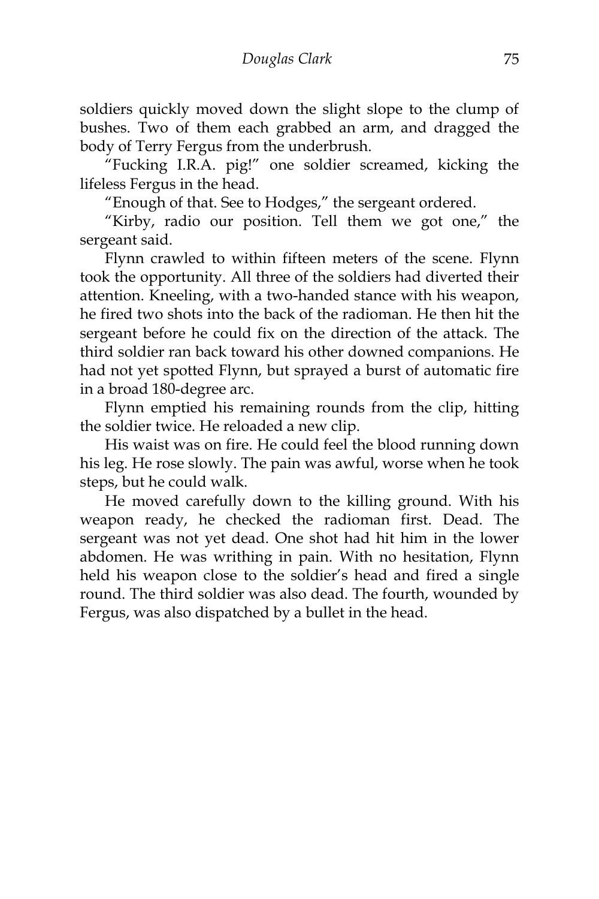soldiers quickly moved down the slight slope to the clump of bushes. Two of them each grabbed an arm, and dragged the body of Terry Fergus from the underbrush.

"Fucking I.R.A. pig!" one soldier screamed, kicking the lifeless Fergus in the head.

"Enough of that. See to Hodges," the sergeant ordered.

"Kirby, radio our position. Tell them we got one," the sergeant said.

Flynn crawled to within fifteen meters of the scene. Flynn took the opportunity. All three of the soldiers had diverted their attention. Kneeling, with a two-handed stance with his weapon, he fired two shots into the back of the radioman. He then hit the sergeant before he could fix on the direction of the attack. The third soldier ran back toward his other downed companions. He had not yet spotted Flynn, but sprayed a burst of automatic fire in a broad 180-degree arc.

Flynn emptied his remaining rounds from the clip, hitting the soldier twice. He reloaded a new clip.

His waist was on fire. He could feel the blood running down his leg. He rose slowly. The pain was awful, worse when he took steps, but he could walk.

He moved carefully down to the killing ground. With his weapon ready, he checked the radioman first. Dead. The sergeant was not yet dead. One shot had hit him in the lower abdomen. He was writhing in pain. With no hesitation, Flynn held his weapon close to the soldier's head and fired a single round. The third soldier was also dead. The fourth, wounded by Fergus, was also dispatched by a bullet in the head.